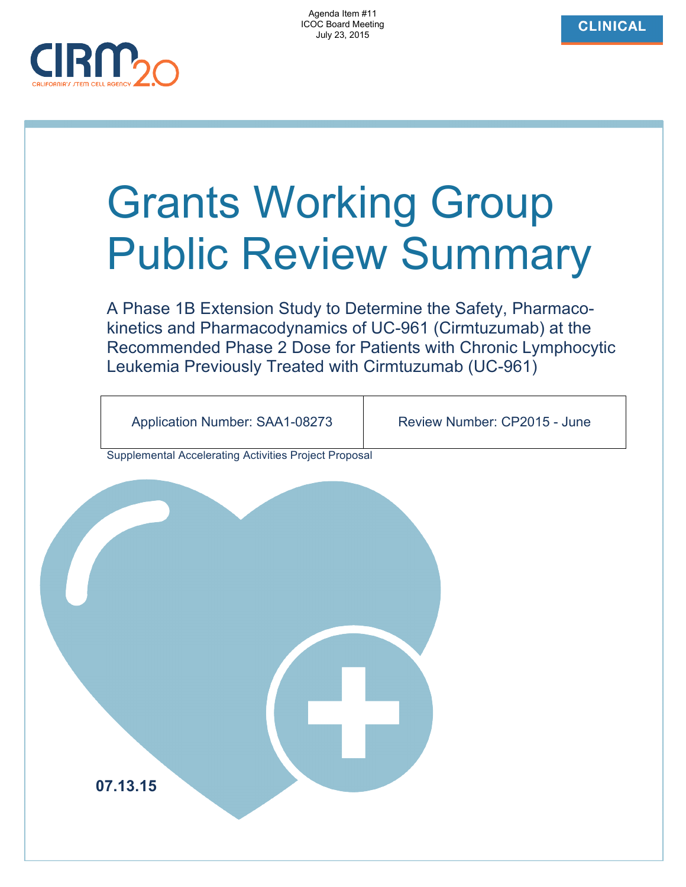Agenda Item #11
ICOC Board Meeting
July 23, 2015

CLINICAL

# Grants Working Group Public Review Summary

## A Phase 1B Extension Study to Determine the Safety, Pharmacokinetics and Pharmacodynamics of UC-961 (Cirmtuzumab) at the Recommended Phase 2 Dose for Patients with Chronic Lymphocytic Leukemia Previously Treated with Cirmtuzumab (UC-961)

| Application Number: SAA1-08273 | Review Number: CP2015 - June |
|---|---|

Supplemental Accelerating Activities Project Proposal

**07.13.15**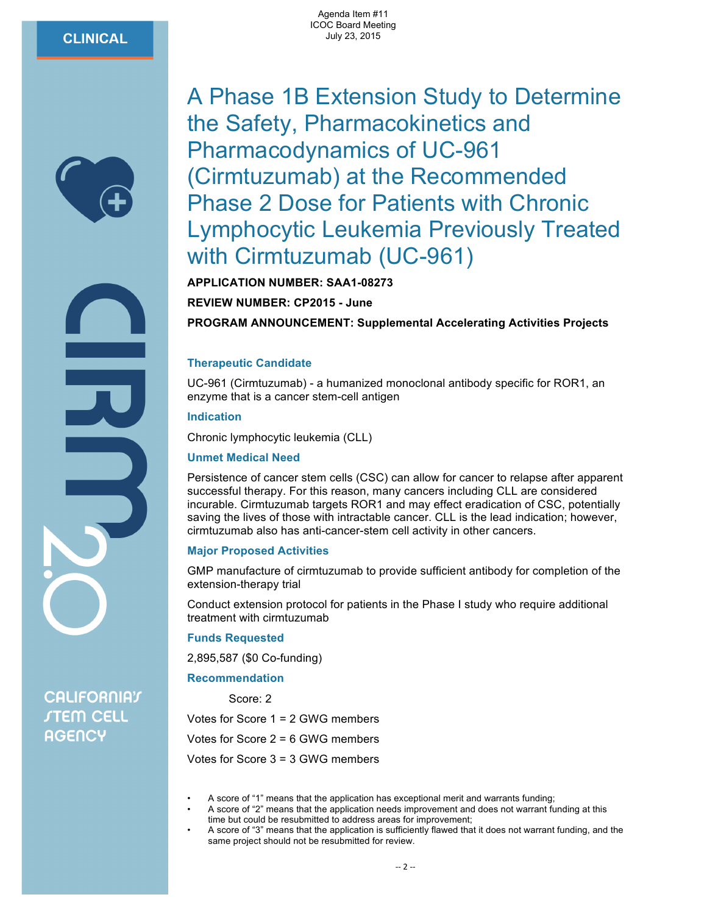Agenda Item #11
ICOC Board Meeting
July 23, 2015

CLINICAL

# A Phase 1B Extension Study to Determine the Safety, Pharmacokinetics and Pharmacodynamics of UC-961 (Cirmtuzumab) at the Recommended Phase 2 Dose for Patients with Chronic Lymphocytic Leukemia Previously Treated with Cirmtuzumab (UC-961)

**APPLICATION NUMBER: SAA1-08273**

**REVIEW NUMBER: CP2015 - June**

**PROGRAM ANNOUNCEMENT: Supplemental Accelerating Activities Projects**

### Therapeutic Candidate

UC-961 (Cirmtuzumab) - a humanized monoclonal antibody specific for ROR1, an enzyme that is a cancer stem-cell antigen

### Indication

Chronic lymphocytic leukemia (CLL)

### Unmet Medical Need

Persistence of cancer stem cells (CSC) can allow for cancer to relapse after apparent successful therapy. For this reason, many cancers including CLL are considered incurable. Cirmtuzumab targets ROR1 and may effect eradication of CSC, potentially saving the lives of those with intractable cancer. CLL is the lead indication; however, cirmtuzumab also has anti-cancer-stem cell activity in other cancers.

### Major Proposed Activities

GMP manufacture of cirmtuzumab to provide sufficient antibody for completion of the extension-therapy trial

Conduct extension protocol for patients in the Phase I study who require additional treatment with cirmtuzumab

### Funds Requested

2,895,587 ($0 Co-funding)

### Recommendation

Score: 2

Votes for Score 1 = 2 GWG members

Votes for Score 2 = 6 GWG members

Votes for Score 3 = 3 GWG members

- A score of "1" means that the application has exceptional merit and warrants funding;
- A score of "2" means that the application needs improvement and does not warrant funding at this time but could be resubmitted to address areas for improvement;
- A score of "3" means that the application is sufficiently flawed that it does not warrant funding, and the same project should not be resubmitted for review.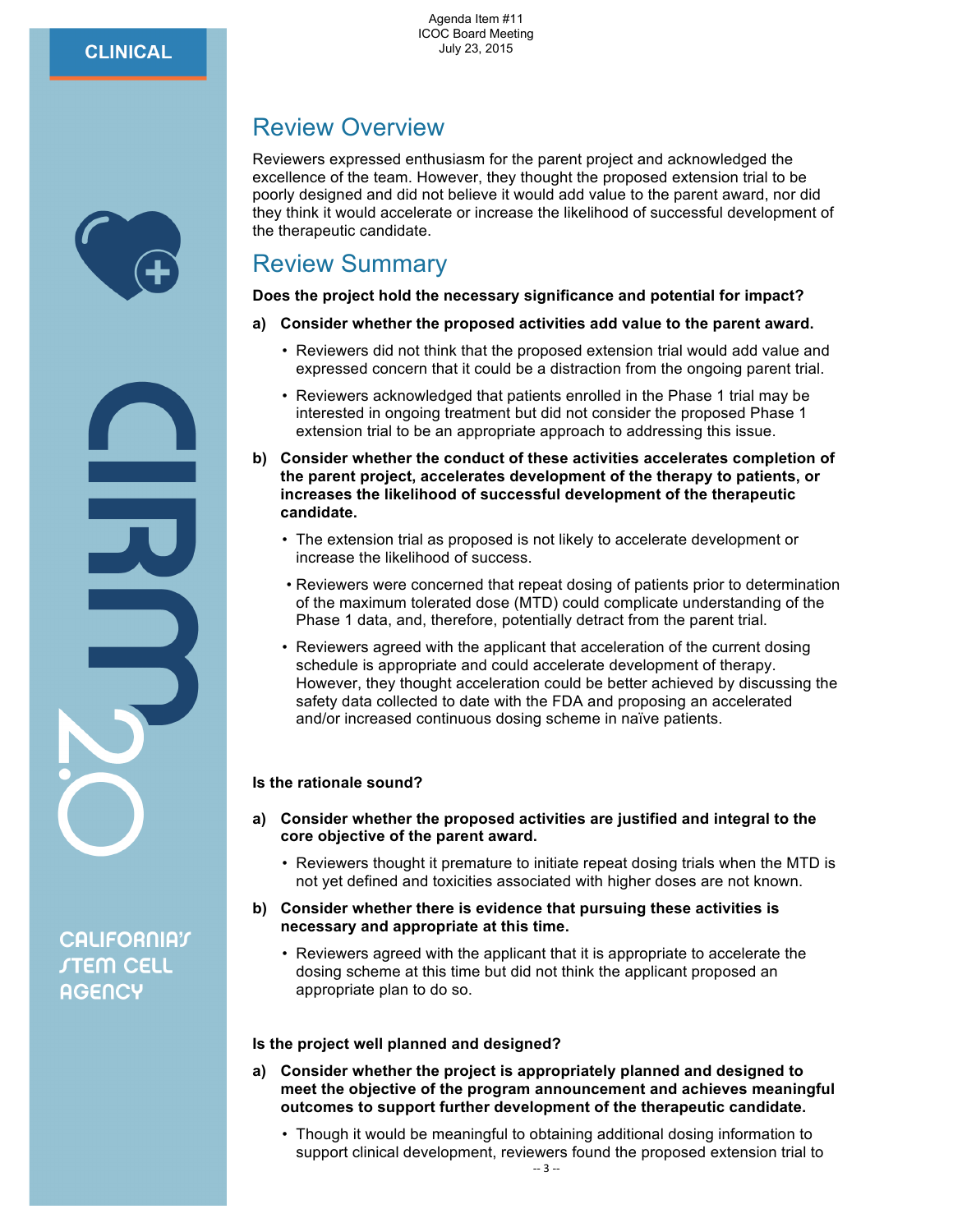## Review Overview

Reviewers expressed enthusiasm for the parent project and acknowledged the excellence of the team. However, they thought the proposed extension trial to be poorly designed and did not believe it would add value to the parent award, nor did they think it would accelerate or increase the likelihood of successful development of the therapeutic candidate.

## Review Summary

**Does the project hold the necessary significance and potential for impact?**

**a) Consider whether the proposed activities add value to the parent award.**

- Reviewers did not think that the proposed extension trial would add value and expressed concern that it could be a distraction from the ongoing parent trial.
- Reviewers acknowledged that patients enrolled in the Phase 1 trial may be interested in ongoing treatment but did not consider the proposed Phase 1 extension trial to be an appropriate approach to addressing this issue.

**b) Consider whether the conduct of these activities accelerates completion of the parent project, accelerates development of the therapy to patients, or increases the likelihood of successful development of the therapeutic candidate.**

- The extension trial as proposed is not likely to accelerate development or increase the likelihood of success.
- Reviewers were concerned that repeat dosing of patients prior to determination of the maximum tolerated dose (MTD) could complicate understanding of the Phase 1 data, and, therefore, potentially detract from the parent trial.
- Reviewers agreed with the applicant that acceleration of the current dosing schedule is appropriate and could accelerate development of therapy. However, they thought acceleration could be better achieved by discussing the safety data collected to date with the FDA and proposing an accelerated and/or increased continuous dosing scheme in naïve patients.

**Is the rationale sound?**

**a) Consider whether the proposed activities are justified and integral to the core objective of the parent award.**

- Reviewers thought it premature to initiate repeat dosing trials when the MTD is not yet defined and toxicities associated with higher doses are not known.

**b) Consider whether there is evidence that pursuing these activities is necessary and appropriate at this time.**

- Reviewers agreed with the applicant that it is appropriate to accelerate the dosing scheme at this time but did not think the applicant proposed an appropriate plan to do so.

**Is the project well planned and designed?**

**a) Consider whether the project is appropriately planned and designed to meet the objective of the program announcement and achieves meaningful outcomes to support further development of the therapeutic candidate.**

- Though it would be meaningful to obtaining additional dosing information to support clinical development, reviewers found the proposed extension trial to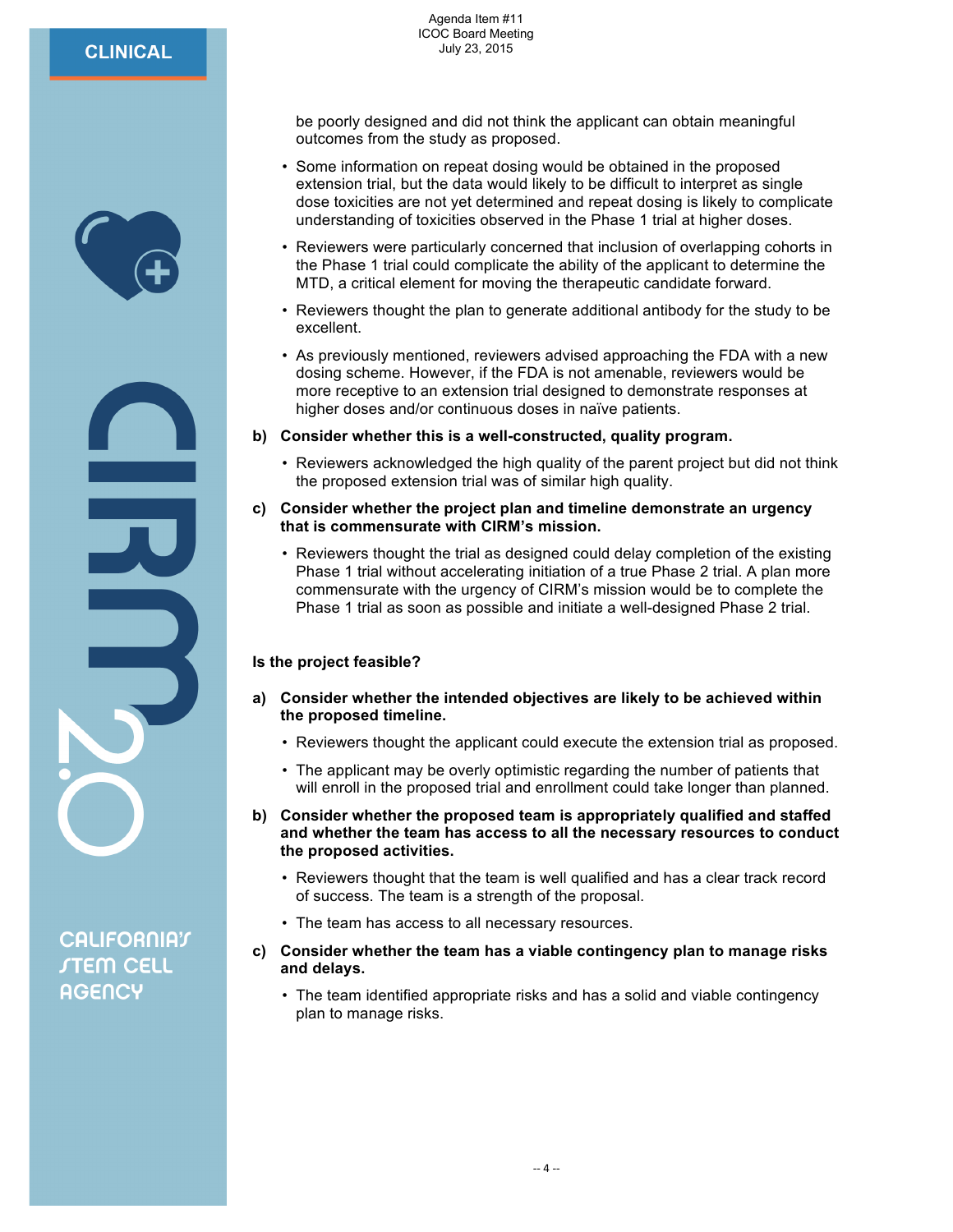be poorly designed and did not think the applicant can obtain meaningful outcomes from the study as proposed.

- Some information on repeat dosing would be obtained in the proposed extension trial, but the data would likely to be difficult to interpret as single dose toxicities are not yet determined and repeat dosing is likely to complicate understanding of toxicities observed in the Phase 1 trial at higher doses.
- Reviewers were particularly concerned that inclusion of overlapping cohorts in the Phase 1 trial could complicate the ability of the applicant to determine the MTD, a critical element for moving the therapeutic candidate forward.
- Reviewers thought the plan to generate additional antibody for the study to be excellent.
- As previously mentioned, reviewers advised approaching the FDA with a new dosing scheme. However, if the FDA is not amenable, reviewers would be more receptive to an extension trial designed to demonstrate responses at higher doses and/or continuous doses in naïve patients.

**b) Consider whether this is a well-constructed, quality program.**

- Reviewers acknowledged the high quality of the parent project but did not think the proposed extension trial was of similar high quality.

**c) Consider whether the project plan and timeline demonstrate an urgency that is commensurate with CIRM's mission.**

- Reviewers thought the trial as designed could delay completion of the existing Phase 1 trial without accelerating initiation of a true Phase 2 trial. A plan more commensurate with the urgency of CIRM's mission would be to complete the Phase 1 trial as soon as possible and initiate a well-designed Phase 2 trial.

**Is the project feasible?**

**a) Consider whether the intended objectives are likely to be achieved within the proposed timeline.**

- Reviewers thought the applicant could execute the extension trial as proposed.
- The applicant may be overly optimistic regarding the number of patients that will enroll in the proposed trial and enrollment could take longer than planned.

**b) Consider whether the proposed team is appropriately qualified and staffed and whether the team has access to all the necessary resources to conduct the proposed activities.**

- Reviewers thought that the team is well qualified and has a clear track record of success. The team is a strength of the proposal.
- The team has access to all necessary resources.

**c) Consider whether the team has a viable contingency plan to manage risks and delays.**

- The team identified appropriate risks and has a solid and viable contingency plan to manage risks.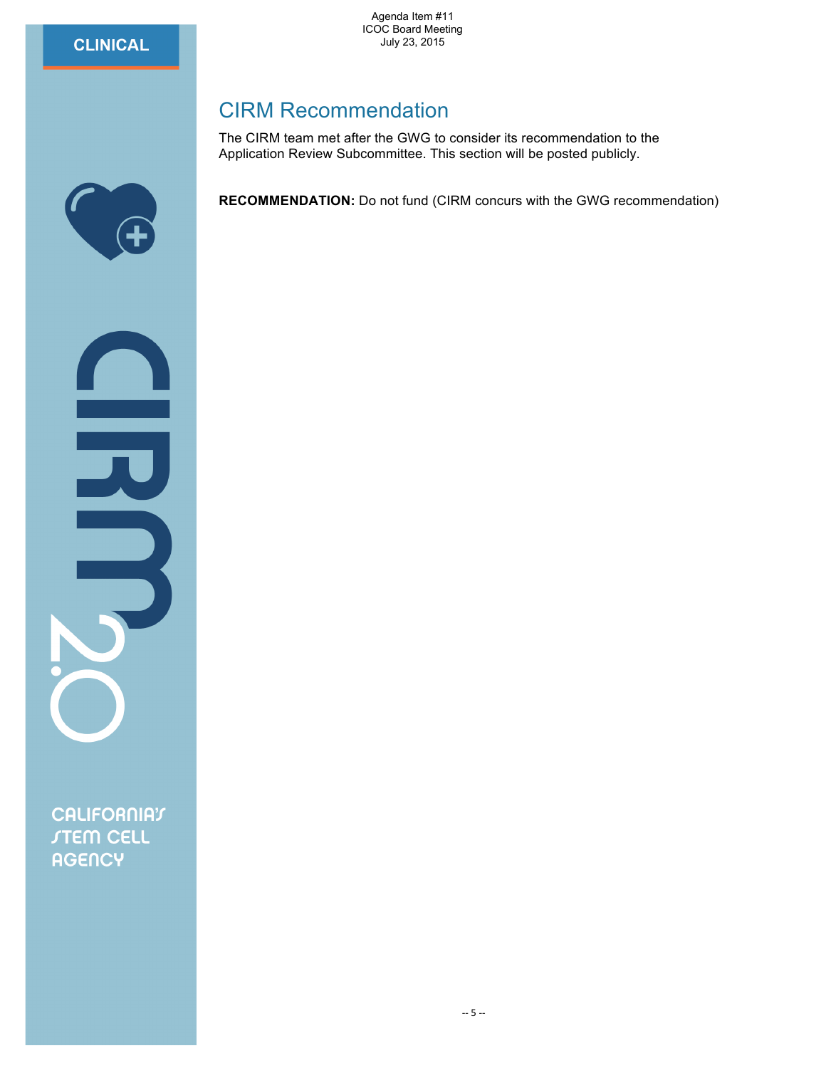# CIRM Recommendation

The CIRM team met after the GWG to consider its recommendation to the Application Review Subcommittee. This section will be posted publicly.

**RECOMMENDATION:** Do not fund (CIRM concurs with the GWG recommendation)